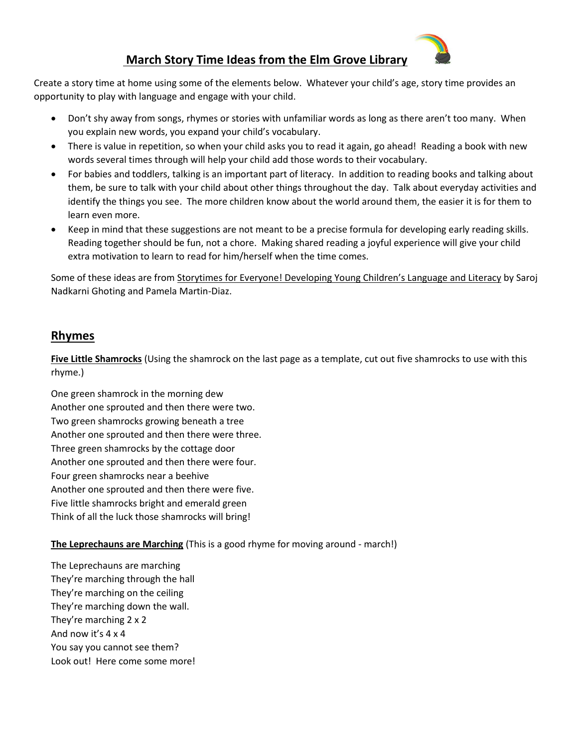# March Story Time Ideas from the Elm Grove Library

Create a story time at home using some of the elements below. Whatever your child's age, story time provides an opportunity to play with language and engage with your child.

- Don't shy away from songs, rhymes or stories with unfamiliar words as long as there aren't too many. When you explain new words, you expand your child's vocabulary.
- There is value in repetition, so when your child asks you to read it again, go ahead! Reading a book with new words several times through will help your child add those words to their vocabulary.
- For babies and toddlers, talking is an important part of literacy. In addition to reading books and talking about them, be sure to talk with your child about other things throughout the day. Talk about everyday activities and identify the things you see. The more children know about the world around them, the easier it is for them to learn even more.
- Keep in mind that these suggestions are not meant to be a precise formula for developing early reading skills. Reading together should be fun, not a chore. Making shared reading a joyful experience will give your child extra motivation to learn to read for him/herself when the time comes.

Some of these ideas are from Storytimes for Everyone! Developing Young Children's Language and Literacy by Saroj Nadkarni Ghoting and Pamela Martin-Diaz.

## Rhymes

**Five Little Shamrocks** (Using the shamrock on the last page as a template, cut out five shamrocks to use with this rhyme.)

One green shamrock in the morning dew  
Another one sprouted and then there were two.  
Two green shamrocks growing beneath a tree  
Another one sprouted and then there were three.  
Three green shamrocks by the cottage door  
Another one sprouted and then there were four.  
Four green shamrocks near a beehive  
Another one sprouted and then there were five.  
Five little shamrocks bright and emerald green  
Think of all the luck those shamrocks will bring!

**The Leprechauns are Marching** (This is a good rhyme for moving around - march!)

The Leprechauns are marching  
They're marching through the hall  
They're marching on the ceiling  
They're marching down the wall.  
They're marching 2 x 2  
And now it's 4 x 4  
You say you cannot see them?  
Look out! Here come some more!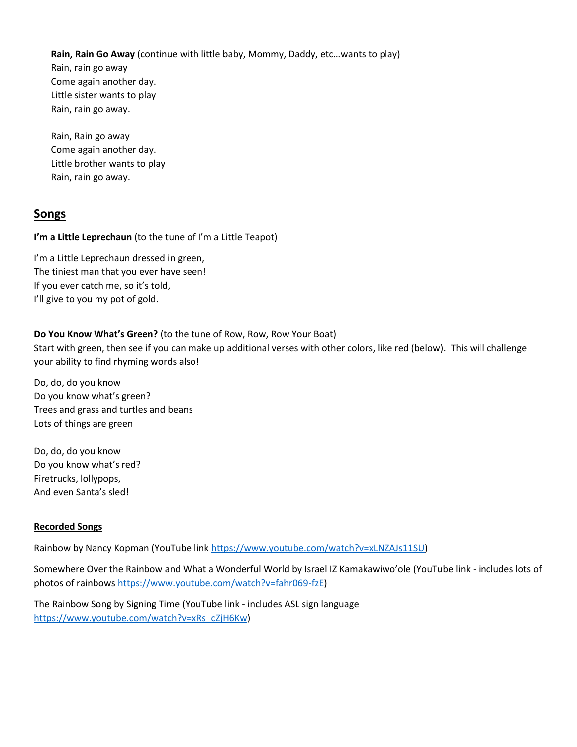**Rain, Rain Go Away** (continue with little baby, Mommy, Daddy, etc…wants to play)
Rain, rain go away
Come again another day.
Little sister wants to play
Rain, rain go away.

Rain, Rain go away
Come again another day.
Little brother wants to play
Rain, rain go away.

## Songs

**I'm a Little Leprechaun** (to the tune of I'm a Little Teapot)

I'm a Little Leprechaun dressed in green,
The tiniest man that you ever have seen!
If you ever catch me, so it's told,
I'll give to you my pot of gold.

**Do You Know What's Green?** (to the tune of Row, Row, Row Your Boat)
Start with green, then see if you can make up additional verses with other colors, like red (below). This will challenge your ability to find rhyming words also!

Do, do, do you know
Do you know what's green?
Trees and grass and turtles and beans
Lots of things are green

Do, do, do you know
Do you know what's red?
Firetrucks, lollypops,
And even Santa's sled!

**Recorded Songs**

Rainbow by Nancy Kopman (YouTube link https://www.youtube.com/watch?v=xLNZAJs11SU)

Somewhere Over the Rainbow and What a Wonderful World by Israel IZ Kamakawiwo'ole (YouTube link - includes lots of photos of rainbows https://www.youtube.com/watch?v=fahr069-fzE)

The Rainbow Song by Signing Time (YouTube link - includes ASL sign language https://www.youtube.com/watch?v=xRs_cZjH6Kw)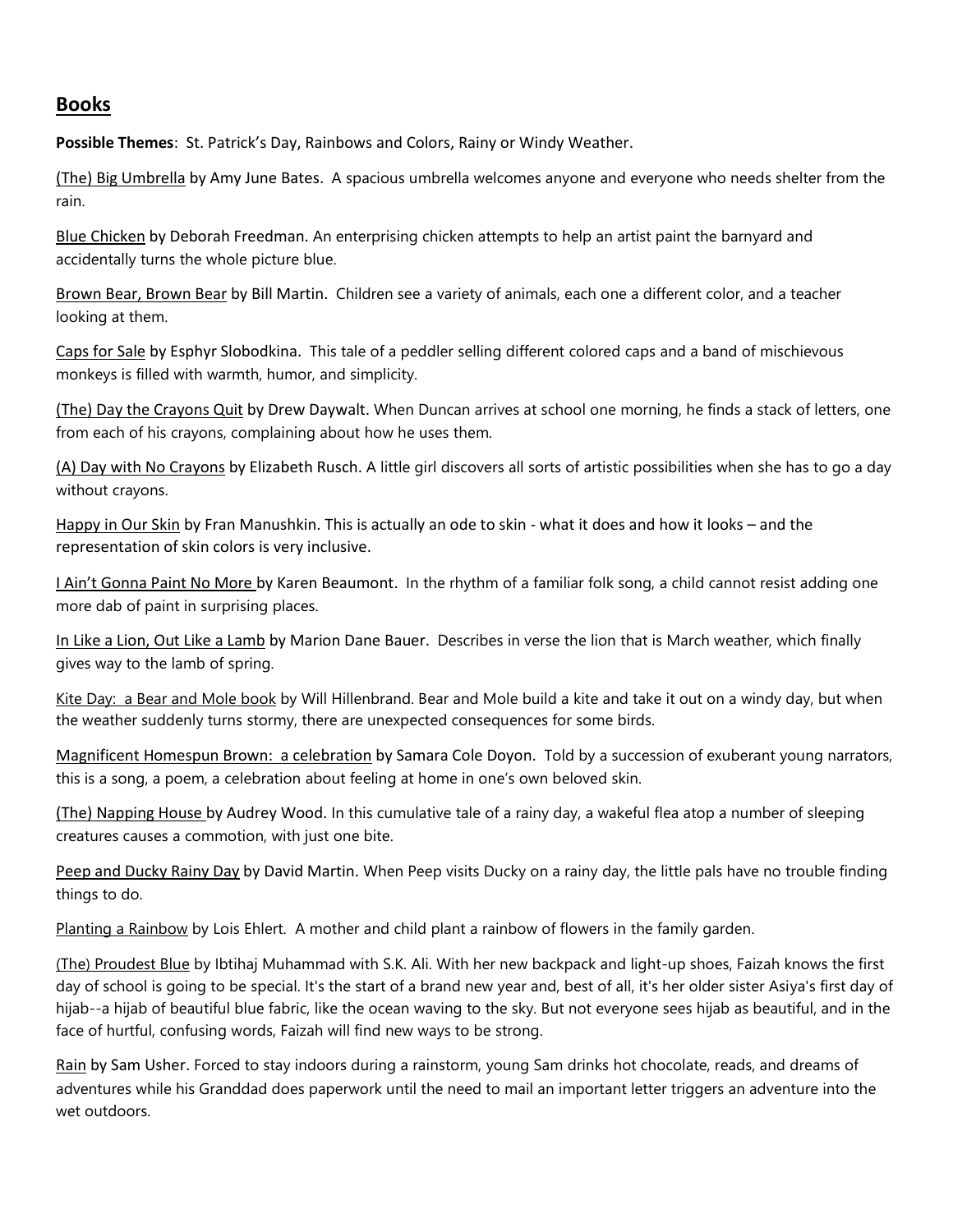## Books

**Possible Themes**: St. Patrick's Day, Rainbows and Colors, Rainy or Windy Weather.

<u>(The) Big Umbrella</u> by Amy June Bates. A spacious umbrella welcomes anyone and everyone who needs shelter from the rain.

<u>Blue Chicken</u> by Deborah Freedman. An enterprising chicken attempts to help an artist paint the barnyard and accidentally turns the whole picture blue.

<u>Brown Bear, Brown Bear</u> by Bill Martin. Children see a variety of animals, each one a different color, and a teacher looking at them.

<u>Caps for Sale</u> by Esphyr Slobodkina. This tale of a peddler selling different colored caps and a band of mischievous monkeys is filled with warmth, humor, and simplicity.

<u>(The) Day the Crayons Quit</u> by Drew Daywalt. When Duncan arrives at school one morning, he finds a stack of letters, one from each of his crayons, complaining about how he uses them.

<u>(A) Day with No Crayons</u> by Elizabeth Rusch. A little girl discovers all sorts of artistic possibilities when she has to go a day without crayons.

<u>Happy in Our Skin</u> by Fran Manushkin. This is actually an ode to skin - what it does and how it looks – and the representation of skin colors is very inclusive.

<u>I Ain't Gonna Paint No More</u> by Karen Beaumont. In the rhythm of a familiar folk song, a child cannot resist adding one more dab of paint in surprising places.

<u>In Like a Lion, Out Like a Lamb</u> by Marion Dane Bauer. Describes in verse the lion that is March weather, which finally gives way to the lamb of spring.

<u>Kite Day: a Bear and Mole book</u> by Will Hillenbrand. Bear and Mole build a kite and take it out on a windy day, but when the weather suddenly turns stormy, there are unexpected consequences for some birds.

<u>Magnificent Homespun Brown: a celebration</u> by Samara Cole Doyon. Told by a succession of exuberant young narrators, this is a song, a poem, a celebration about feeling at home in one's own beloved skin.

<u>(The) Napping House</u> by Audrey Wood. In this cumulative tale of a rainy day, a wakeful flea atop a number of sleeping creatures causes a commotion, with just one bite.

<u>Peep and Ducky Rainy Day</u> by David Martin. When Peep visits Ducky on a rainy day, the little pals have no trouble finding things to do.

<u>Planting a Rainbow</u> by Lois Ehlert. A mother and child plant a rainbow of flowers in the family garden.

<u>(The) Proudest Blue</u> by Ibtihaj Muhammad with S.K. Ali. With her new backpack and light-up shoes, Faizah knows the first day of school is going to be special. It's the start of a brand new year and, best of all, it's her older sister Asiya's first day of hijab--a hijab of beautiful blue fabric, like the ocean waving to the sky. But not everyone sees hijab as beautiful, and in the face of hurtful, confusing words, Faizah will find new ways to be strong.

<u>Rain</u> by Sam Usher. Forced to stay indoors during a rainstorm, young Sam drinks hot chocolate, reads, and dreams of adventures while his Granddad does paperwork until the need to mail an important letter triggers an adventure into the wet outdoors.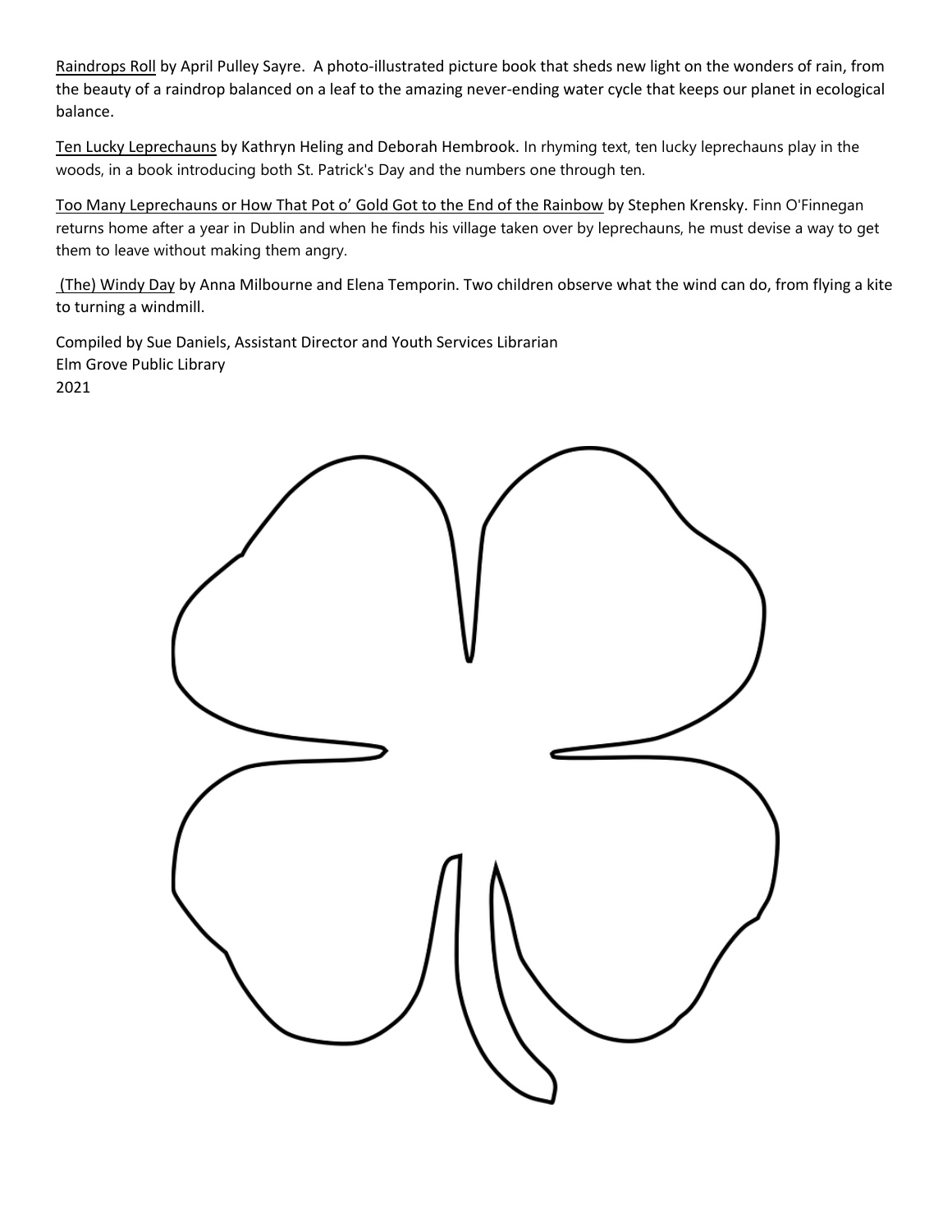<u>Raindrops Roll</u> by April Pulley Sayre. A photo-illustrated picture book that sheds new light on the wonders of rain, from the beauty of a raindrop balanced on a leaf to the amazing never-ending water cycle that keeps our planet in ecological balance.

<u>Ten Lucky Leprechauns</u> by Kathryn Heling and Deborah Hembrook. In rhyming text, ten lucky leprechauns play in the woods, in a book introducing both St. Patrick's Day and the numbers one through ten.

<u>Too Many Leprechauns or How That Pot o' Gold Got to the End of the Rainbow</u> by Stephen Krensky. Finn O'Finnegan returns home after a year in Dublin and when he finds his village taken over by leprechauns, he must devise a way to get them to leave without making them angry.

<u>(The) Windy Day</u> by Anna Milbourne and Elena Temporin. Two children observe what the wind can do, from flying a kite to turning a windmill.

Compiled by Sue Daniels, Assistant Director and Youth Services Librarian
Elm Grove Public Library
2021